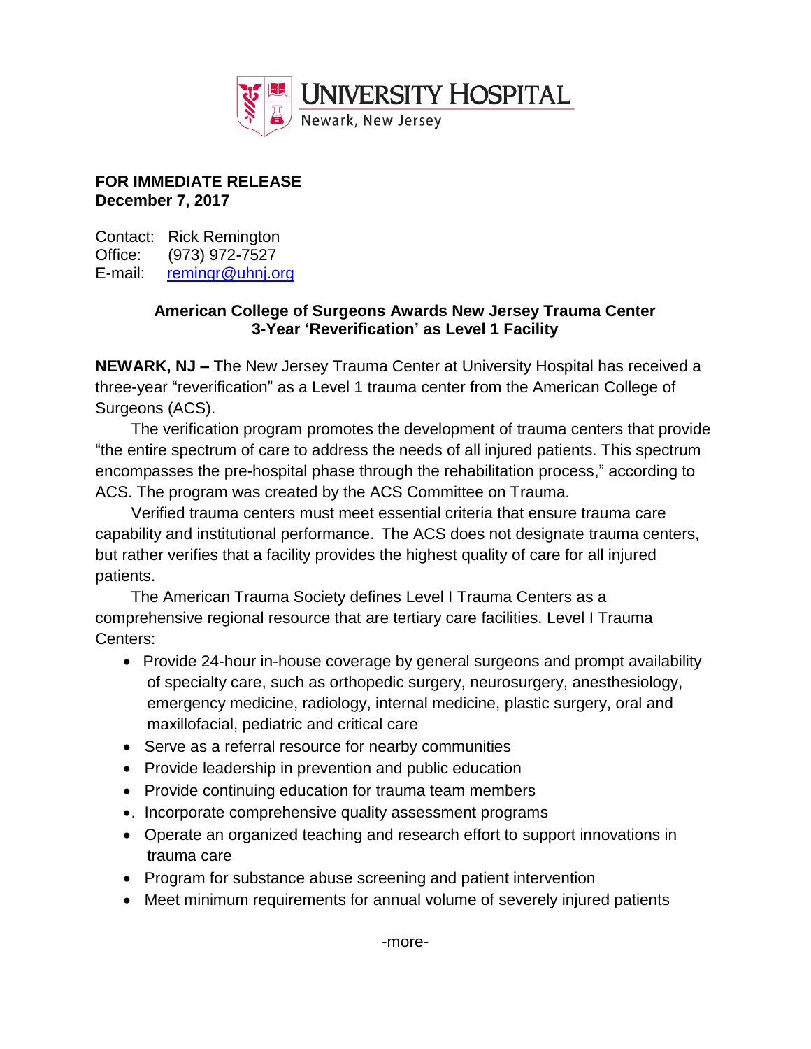UNIVERSITY HOSPITAL
Newark, New Jersey

**FOR IMMEDIATE RELEASE**
**December 7, 2017**

Contact: Rick Remington
Office: (973) 972-7527
E-mail: remingr@uhnj.org

**American College of Surgeons Awards New Jersey Trauma Center 3-Year 'Reverification' as Level 1 Facility**

**NEWARK, NJ –** The New Jersey Trauma Center at University Hospital has received a three-year "reverification" as a Level 1 trauma center from the American College of Surgeons (ACS).

The verification program promotes the development of trauma centers that provide "the entire spectrum of care to address the needs of all injured patients. This spectrum encompasses the pre-hospital phase through the rehabilitation process," according to ACS. The program was created by the ACS Committee on Trauma.

Verified trauma centers must meet essential criteria that ensure trauma care capability and institutional performance. The ACS does not designate trauma centers, but rather verifies that a facility provides the highest quality of care for all injured patients.

The American Trauma Society defines Level I Trauma Centers as a comprehensive regional resource that are tertiary care facilities. Level I Trauma Centers:

- Provide 24-hour in-house coverage by general surgeons and prompt availability of specialty care, such as orthopedic surgery, neurosurgery, anesthesiology, emergency medicine, radiology, internal medicine, plastic surgery, oral and maxillofacial, pediatric and critical care
- Serve as a referral resource for nearby communities
- Provide leadership in prevention and public education
- Provide continuing education for trauma team members
- Incorporate comprehensive quality assessment programs
- Operate an organized teaching and research effort to support innovations in trauma care
- Program for substance abuse screening and patient intervention
- Meet minimum requirements for annual volume of severely injured patients

-more-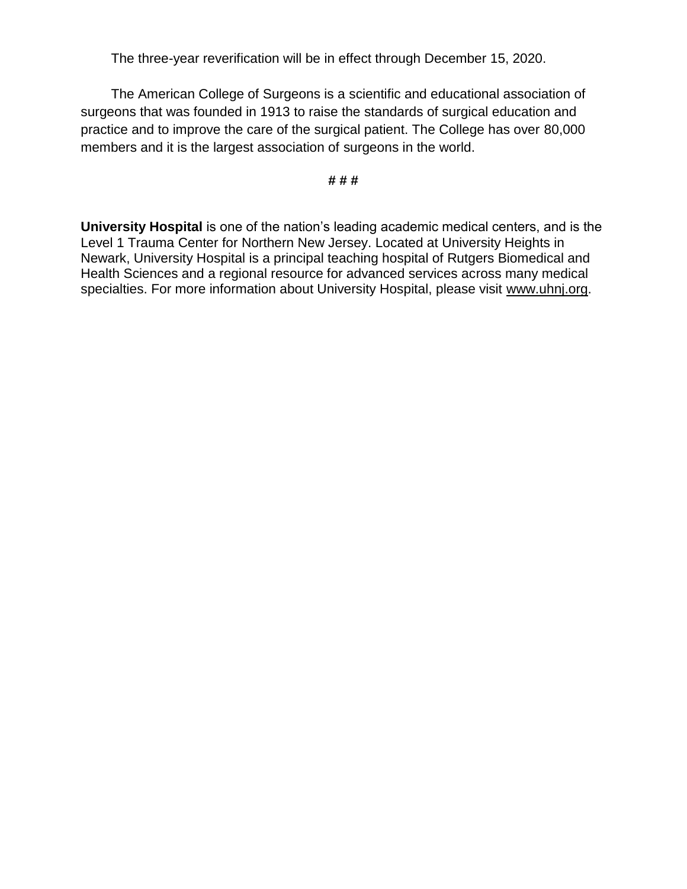The three-year reverification will be in effect through December 15, 2020.

The American College of Surgeons is a scientific and educational association of surgeons that was founded in 1913 to raise the standards of surgical education and practice and to improve the care of the surgical patient. The College has over 80,000 members and it is the largest association of surgeons in the world.

# # #

**University Hospital** is one of the nation's leading academic medical centers, and is the Level 1 Trauma Center for Northern New Jersey. Located at University Heights in Newark, University Hospital is a principal teaching hospital of Rutgers Biomedical and Health Sciences and a regional resource for advanced services across many medical specialties. For more information about University Hospital, please visit www.uhnj.org.